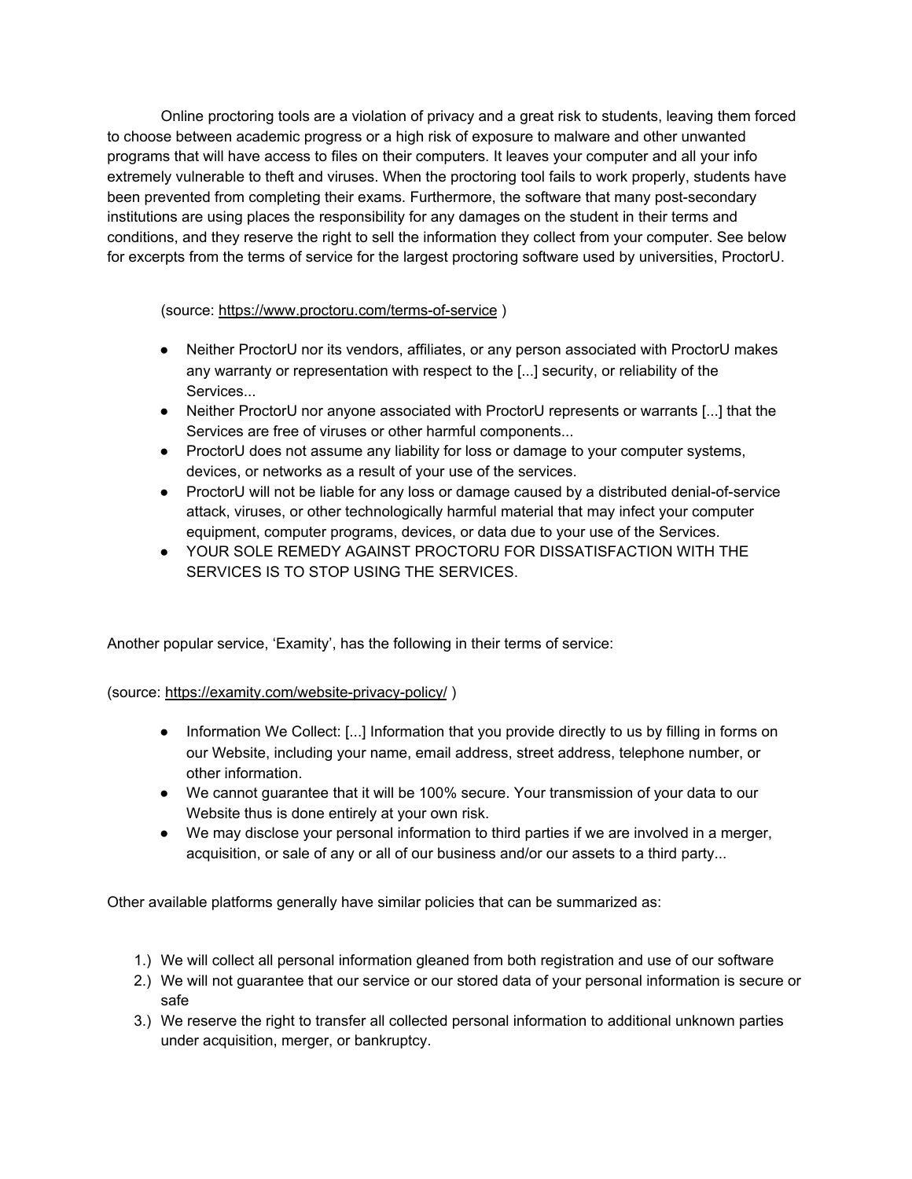Online proctoring tools are a violation of privacy and a great risk to students, leaving them forced to choose between academic progress or a high risk of exposure to malware and other unwanted programs that will have access to files on their computers. It leaves your computer and all your info extremely vulnerable to theft and viruses. When the proctoring tool fails to work properly, students have been prevented from completing their exams. Furthermore, the software that many post-secondary institutions are using places the responsibility for any damages on the student in their terms and conditions, and they reserve the right to sell the information they collect from your computer. See below for excerpts from the terms of service for the largest proctoring software used by universities, ProctorU.

(source: https://www.proctoru.com/terms-of-service )

- Neither ProctorU nor its vendors, affiliates, or any person associated with ProctorU makes any warranty or representation with respect to the [...] security, or reliability of the Services...
- Neither ProctorU nor anyone associated with ProctorU represents or warrants [...] that the Services are free of viruses or other harmful components...
- ProctorU does not assume any liability for loss or damage to your computer systems, devices, or networks as a result of your use of the services.
- ProctorU will not be liable for any loss or damage caused by a distributed denial-of-service attack, viruses, or other technologically harmful material that may infect your computer equipment, computer programs, devices, or data due to your use of the Services.
- YOUR SOLE REMEDY AGAINST PROCTORU FOR DISSATISFACTION WITH THE SERVICES IS TO STOP USING THE SERVICES.

Another popular service, 'Examity', has the following in their terms of service:

(source: https://examity.com/website-privacy-policy/ )

- Information We Collect: [...] Information that you provide directly to us by filling in forms on our Website, including your name, email address, street address, telephone number, or other information.
- We cannot guarantee that it will be 100% secure. Your transmission of your data to our Website thus is done entirely at your own risk.
- We may disclose your personal information to third parties if we are involved in a merger, acquisition, or sale of any or all of our business and/or our assets to a third party...

Other available platforms generally have similar policies that can be summarized as:

1.) We will collect all personal information gleaned from both registration and use of our software
2.) We will not guarantee that our service or our stored data of your personal information is secure or safe
3.) We reserve the right to transfer all collected personal information to additional unknown parties under acquisition, merger, or bankruptcy.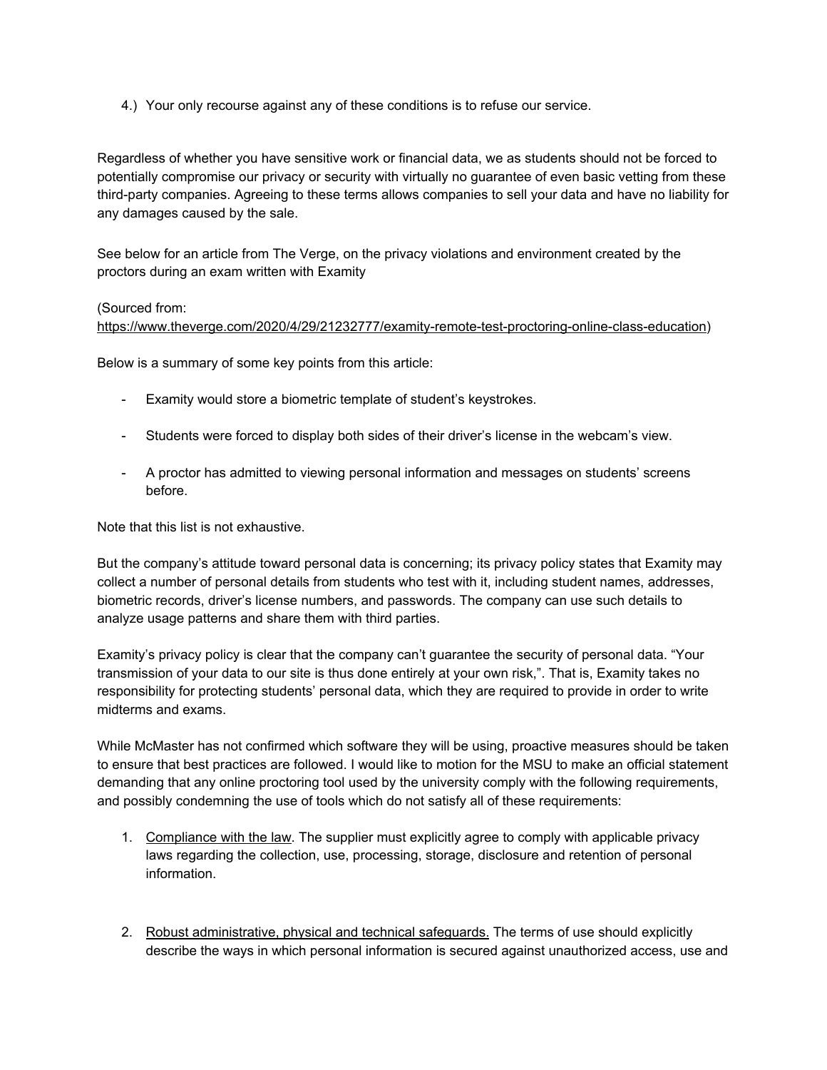4.) Your only recourse against any of these conditions is to refuse our service.

Regardless of whether you have sensitive work or financial data, we as students should not be forced to potentially compromise our privacy or security with virtually no guarantee of even basic vetting from these third-party companies. Agreeing to these terms allows companies to sell your data and have no liability for any damages caused by the sale.

See below for an article from The Verge, on the privacy violations and environment created by the proctors during an exam written with Examity

(Sourced from: https://www.theverge.com/2020/4/29/21232777/examity-remote-test-proctoring-online-class-education)

Below is a summary of some key points from this article:

- Examity would store a biometric template of student's keystrokes.
- Students were forced to display both sides of their driver's license in the webcam's view.
- A proctor has admitted to viewing personal information and messages on students' screens before.

Note that this list is not exhaustive.

But the company's attitude toward personal data is concerning; its privacy policy states that Examity may collect a number of personal details from students who test with it, including student names, addresses, biometric records, driver's license numbers, and passwords. The company can use such details to analyze usage patterns and share them with third parties.

Examity's privacy policy is clear that the company can't guarantee the security of personal data. "Your transmission of your data to our site is thus done entirely at your own risk,". That is, Examity takes no responsibility for protecting students' personal data, which they are required to provide in order to write midterms and exams.

While McMaster has not confirmed which software they will be using, proactive measures should be taken to ensure that best practices are followed. I would like to motion for the MSU to make an official statement demanding that any online proctoring tool used by the university comply with the following requirements, and possibly condemning the use of tools which do not satisfy all of these requirements:

1. Compliance with the law. The supplier must explicitly agree to comply with applicable privacy laws regarding the collection, use, processing, storage, disclosure and retention of personal information.

2. Robust administrative, physical and technical safeguards. The terms of use should explicitly describe the ways in which personal information is secured against unauthorized access, use and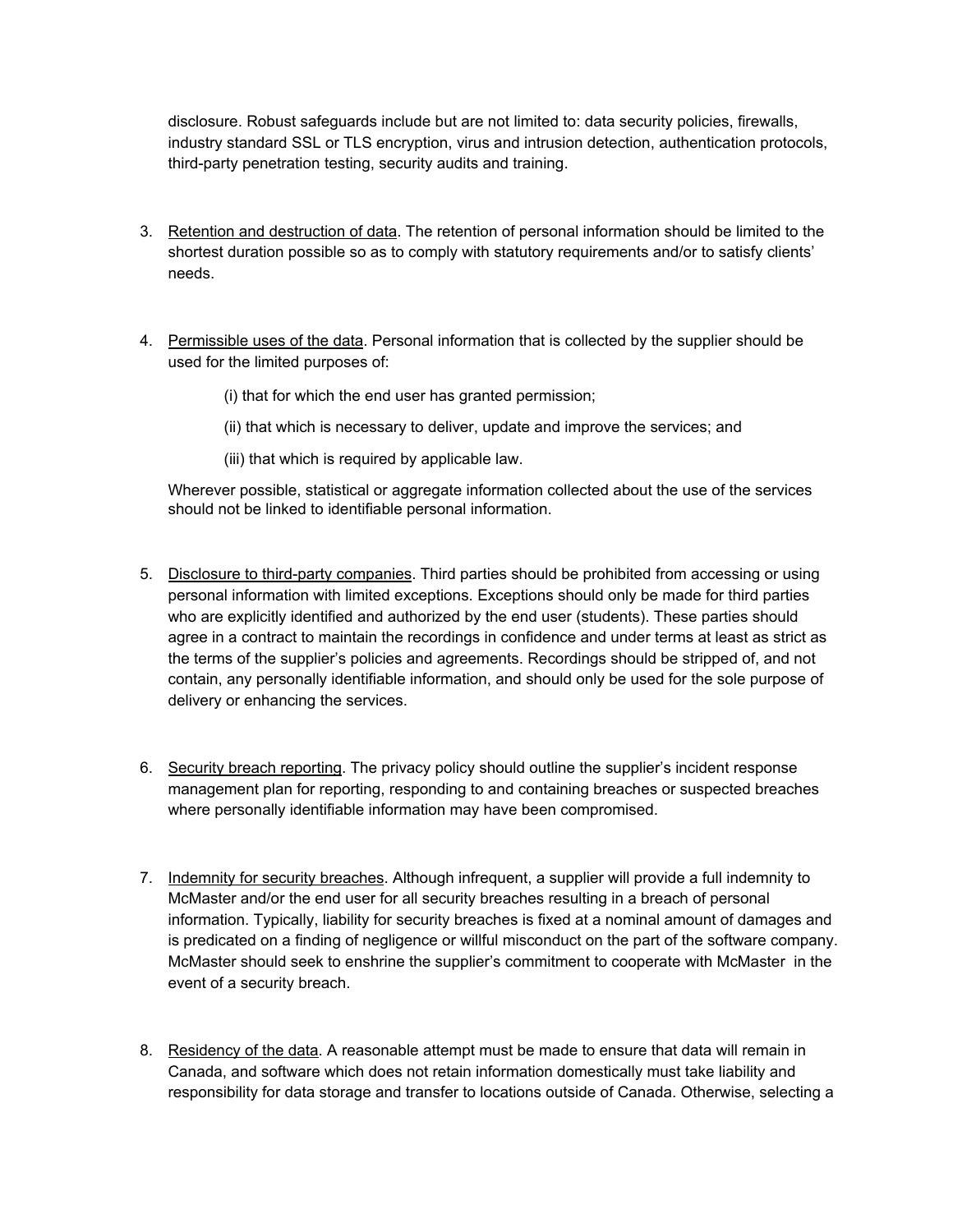disclosure. Robust safeguards include but are not limited to: data security policies, firewalls, industry standard SSL or TLS encryption, virus and intrusion detection, authentication protocols, third-party penetration testing, security audits and training.

3. <u>Retention and destruction of data</u>. The retention of personal information should be limited to the shortest duration possible so as to comply with statutory requirements and/or to satisfy clients' needs.

4. <u>Permissible uses of the data</u>. Personal information that is collected by the supplier should be used for the limited purposes of:

   (i) that for which the end user has granted permission;

   (ii) that which is necessary to deliver, update and improve the services; and

   (iii) that which is required by applicable law.

   Wherever possible, statistical or aggregate information collected about the use of the services should not be linked to identifiable personal information.

5. <u>Disclosure to third-party companies</u>. Third parties should be prohibited from accessing or using personal information with limited exceptions. Exceptions should only be made for third parties who are explicitly identified and authorized by the end user (students). These parties should agree in a contract to maintain the recordings in confidence and under terms at least as strict as the terms of the supplier's policies and agreements. Recordings should be stripped of, and not contain, any personally identifiable information, and should only be used for the sole purpose of delivery or enhancing the services.

6. <u>Security breach reporting</u>. The privacy policy should outline the supplier's incident response management plan for reporting, responding to and containing breaches or suspected breaches where personally identifiable information may have been compromised.

7. <u>Indemnity for security breaches</u>. Although infrequent, a supplier will provide a full indemnity to McMaster and/or the end user for all security breaches resulting in a breach of personal information. Typically, liability for security breaches is fixed at a nominal amount of damages and is predicated on a finding of negligence or willful misconduct on the part of the software company. McMaster should seek to enshrine the supplier's commitment to cooperate with McMaster in the event of a security breach.

8. <u>Residency of the data</u>. A reasonable attempt must be made to ensure that data will remain in Canada, and software which does not retain information domestically must take liability and responsibility for data storage and transfer to locations outside of Canada. Otherwise, selecting a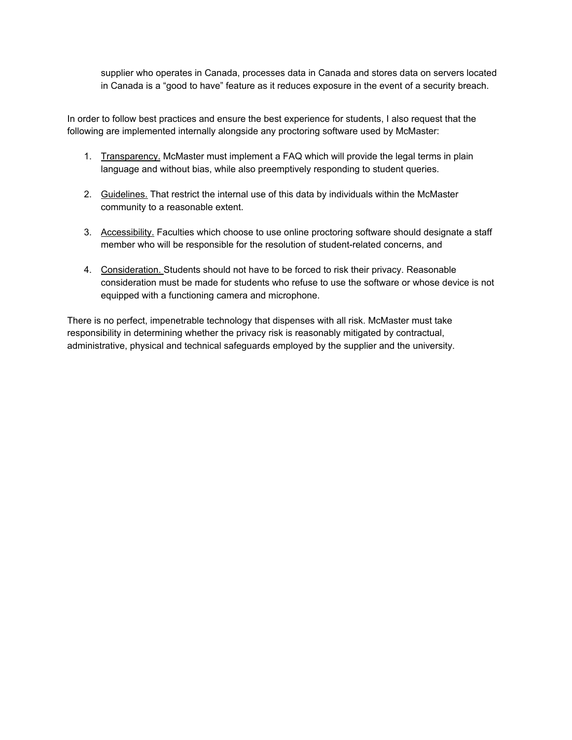supplier who operates in Canada, processes data in Canada and stores data on servers located in Canada is a "good to have" feature as it reduces exposure in the event of a security breach.

In order to follow best practices and ensure the best experience for students, I also request that the following are implemented internally alongside any proctoring software used by McMaster:

1. Transparency. McMaster must implement a FAQ which will provide the legal terms in plain language and without bias, while also preemptively responding to student queries.

2. Guidelines. That restrict the internal use of this data by individuals within the McMaster community to a reasonable extent.

3. Accessibility. Faculties which choose to use online proctoring software should designate a staff member who will be responsible for the resolution of student-related concerns, and

4. Consideration. Students should not have to be forced to risk their privacy. Reasonable consideration must be made for students who refuse to use the software or whose device is not equipped with a functioning camera and microphone.

There is no perfect, impenetrable technology that dispenses with all risk. McMaster must take responsibility in determining whether the privacy risk is reasonably mitigated by contractual, administrative, physical and technical safeguards employed by the supplier and the university.